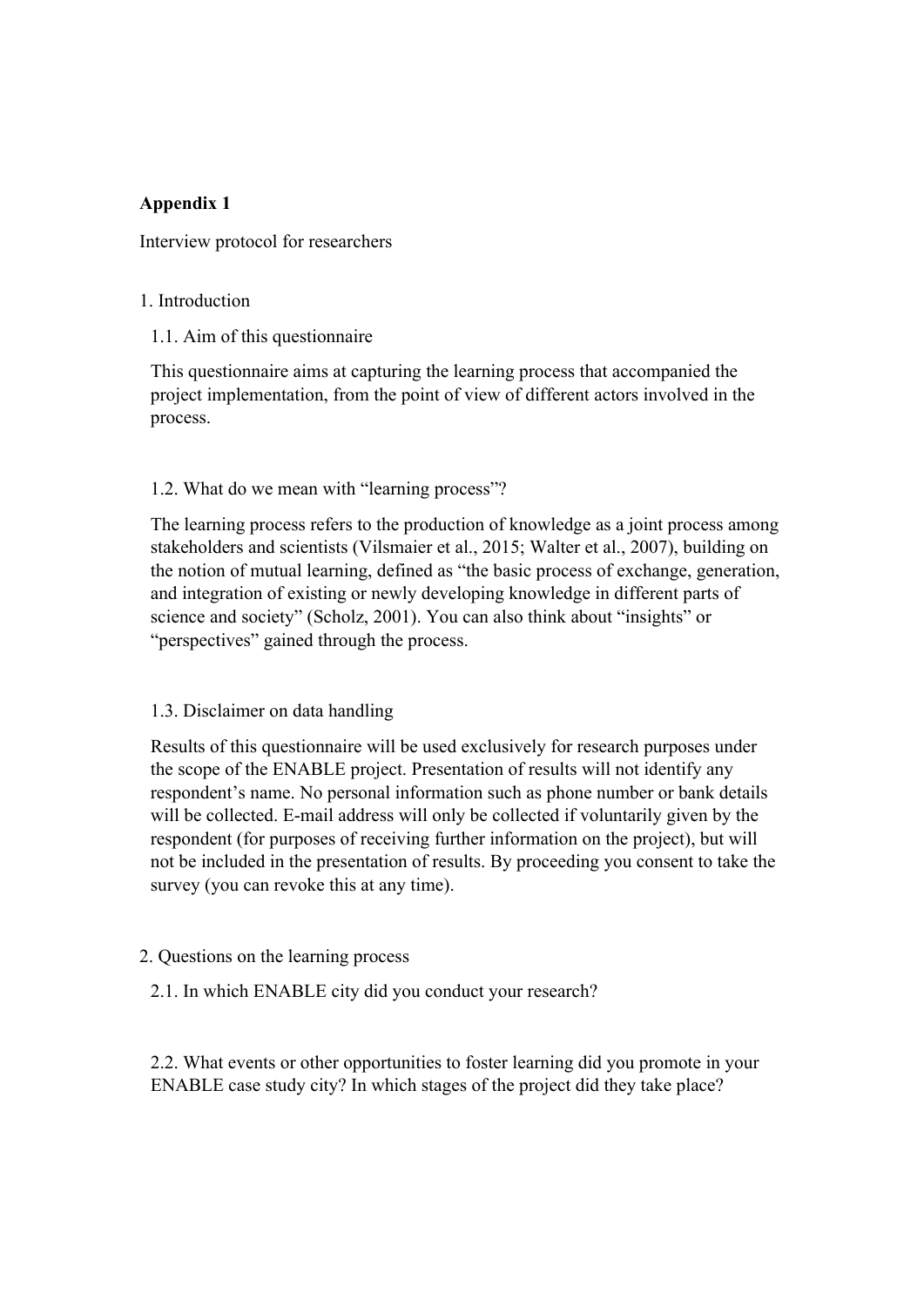**Appendix 1**

Interview protocol for researchers

1. Introduction

1.1. Aim of this questionnaire

This questionnaire aims at capturing the learning process that accompanied the project implementation, from the point of view of different actors involved in the process.

1.2. What do we mean with "learning process"?

The learning process refers to the production of knowledge as a joint process among stakeholders and scientists (Vilsmaier et al., 2015; Walter et al., 2007), building on the notion of mutual learning, defined as "the basic process of exchange, generation, and integration of existing or newly developing knowledge in different parts of science and society" (Scholz, 2001). You can also think about "insights" or "perspectives" gained through the process.

1.3. Disclaimer on data handling

Results of this questionnaire will be used exclusively for research purposes under the scope of the ENABLE project. Presentation of results will not identify any respondent's name. No personal information such as phone number or bank details will be collected. E-mail address will only be collected if voluntarily given by the respondent (for purposes of receiving further information on the project), but will not be included in the presentation of results. By proceeding you consent to take the survey (you can revoke this at any time).

2. Questions on the learning process

2.1. In which ENABLE city did you conduct your research?

2.2. What events or other opportunities to foster learning did you promote in your ENABLE case study city? In which stages of the project did they take place?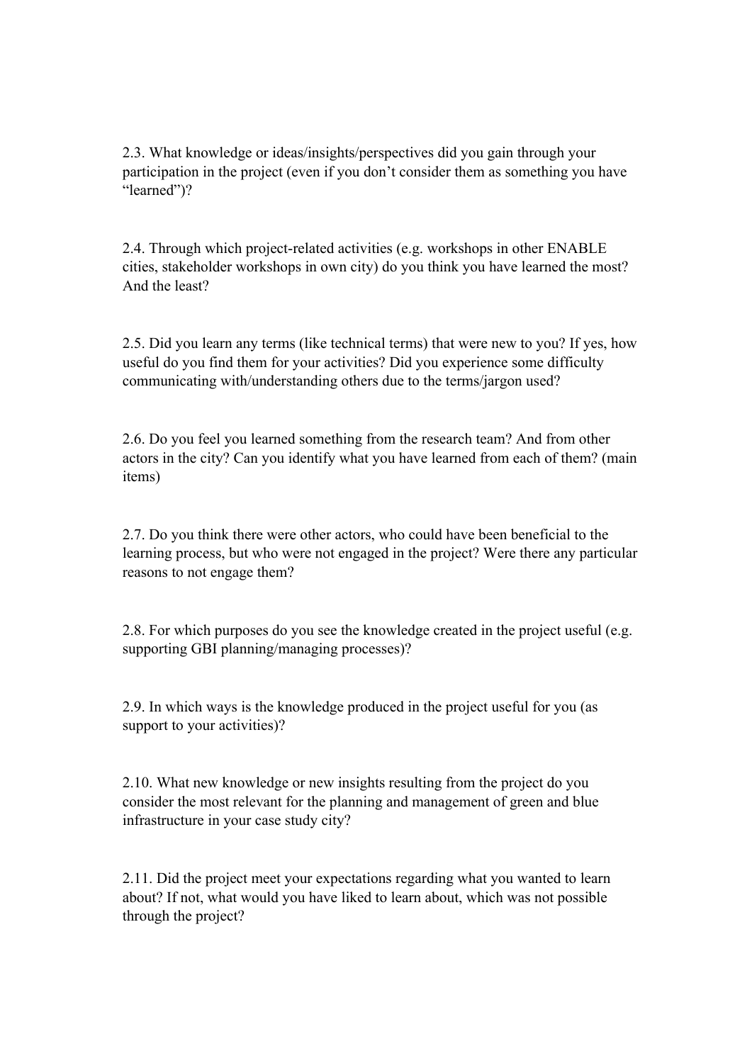2.3. What knowledge or ideas/insights/perspectives did you gain through your participation in the project (even if you don't consider them as something you have "learned")?

2.4. Through which project-related activities (e.g. workshops in other ENABLE cities, stakeholder workshops in own city) do you think you have learned the most? And the least?

2.5. Did you learn any terms (like technical terms) that were new to you? If yes, how useful do you find them for your activities? Did you experience some difficulty communicating with/understanding others due to the terms/jargon used?

2.6. Do you feel you learned something from the research team? And from other actors in the city? Can you identify what you have learned from each of them? (main items)

2.7. Do you think there were other actors, who could have been beneficial to the learning process, but who were not engaged in the project? Were there any particular reasons to not engage them?

2.8. For which purposes do you see the knowledge created in the project useful (e.g. supporting GBI planning/managing processes)?

2.9. In which ways is the knowledge produced in the project useful for you (as support to your activities)?

2.10. What new knowledge or new insights resulting from the project do you consider the most relevant for the planning and management of green and blue infrastructure in your case study city?

2.11. Did the project meet your expectations regarding what you wanted to learn about? If not, what would you have liked to learn about, which was not possible through the project?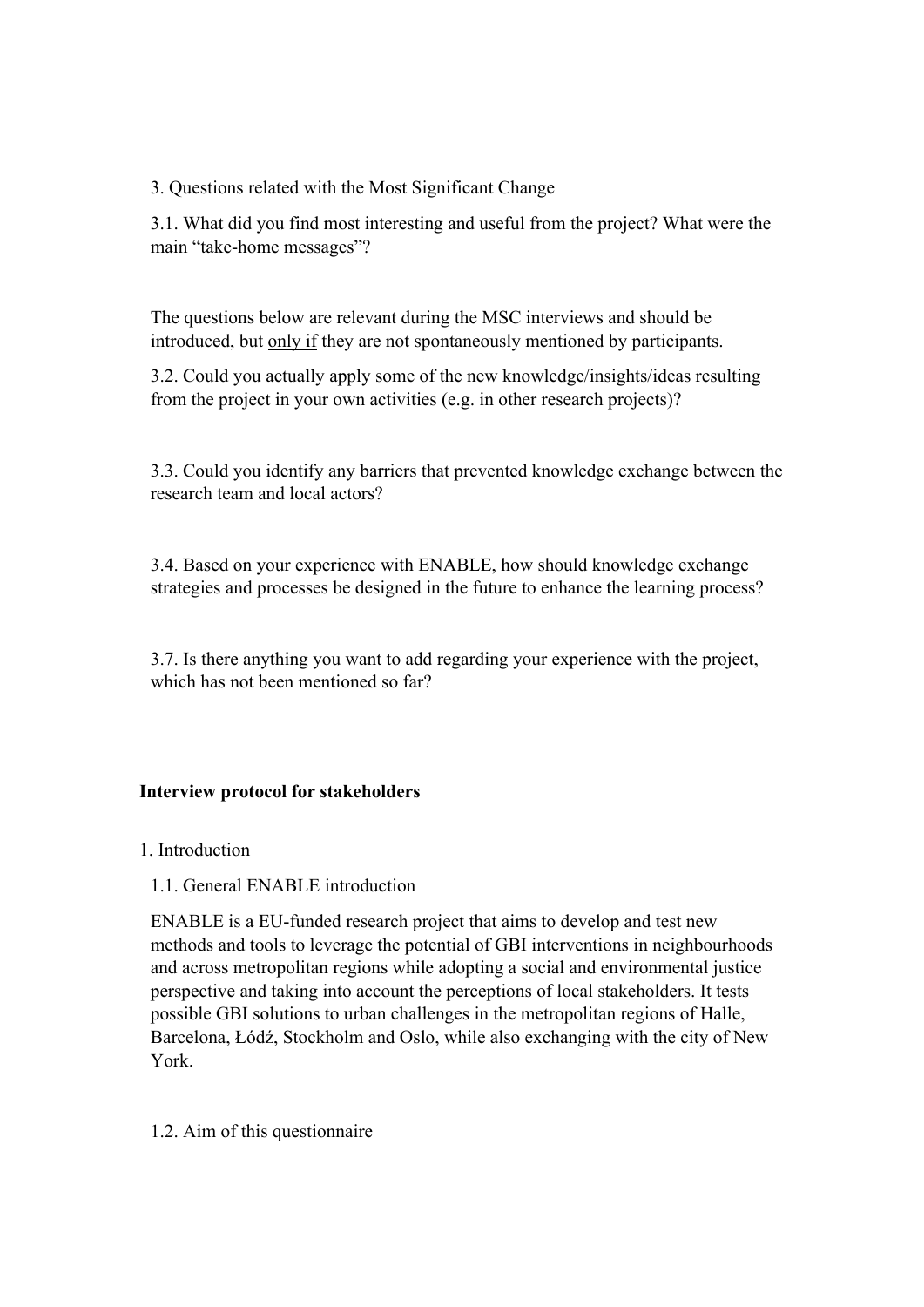3. Questions related with the Most Significant Change

3.1. What did you find most interesting and useful from the project? What were the main "take-home messages"?

The questions below are relevant during the MSC interviews and should be introduced, but only if they are not spontaneously mentioned by participants.

3.2. Could you actually apply some of the new knowledge/insights/ideas resulting from the project in your own activities (e.g. in other research projects)?

3.3. Could you identify any barriers that prevented knowledge exchange between the research team and local actors?

3.4. Based on your experience with ENABLE, how should knowledge exchange strategies and processes be designed in the future to enhance the learning process?

3.7. Is there anything you want to add regarding your experience with the project, which has not been mentioned so far?

**Interview protocol for stakeholders**

1. Introduction

1.1. General ENABLE introduction

ENABLE is a EU-funded research project that aims to develop and test new methods and tools to leverage the potential of GBI interventions in neighbourhoods and across metropolitan regions while adopting a social and environmental justice perspective and taking into account the perceptions of local stakeholders. It tests possible GBI solutions to urban challenges in the metropolitan regions of Halle, Barcelona, Łódź, Stockholm and Oslo, while also exchanging with the city of New York.

1.2. Aim of this questionnaire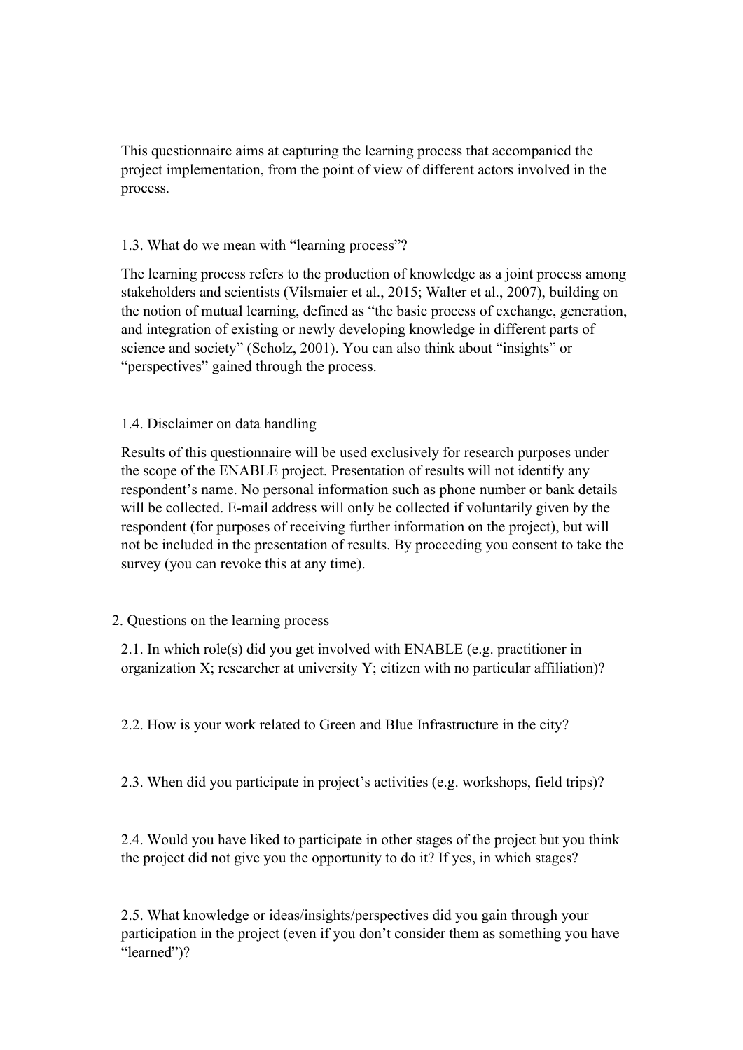This questionnaire aims at capturing the learning process that accompanied the project implementation, from the point of view of different actors involved in the process.

### 1.3. What do we mean with "learning process"?

The learning process refers to the production of knowledge as a joint process among stakeholders and scientists (Vilsmaier et al., 2015; Walter et al., 2007), building on the notion of mutual learning, defined as "the basic process of exchange, generation, and integration of existing or newly developing knowledge in different parts of science and society" (Scholz, 2001). You can also think about "insights" or "perspectives" gained through the process.

### 1.4. Disclaimer on data handling

Results of this questionnaire will be used exclusively for research purposes under the scope of the ENABLE project. Presentation of results will not identify any respondent's name. No personal information such as phone number or bank details will be collected. E-mail address will only be collected if voluntarily given by the respondent (for purposes of receiving further information on the project), but will not be included in the presentation of results. By proceeding you consent to take the survey (you can revoke this at any time).

## 2. Questions on the learning process

2.1. In which role(s) did you get involved with ENABLE (e.g. practitioner in organization X; researcher at university Y; citizen with no particular affiliation)?

2.2. How is your work related to Green and Blue Infrastructure in the city?

2.3. When did you participate in project's activities (e.g. workshops, field trips)?

2.4. Would you have liked to participate in other stages of the project but you think the project did not give you the opportunity to do it? If yes, in which stages?

2.5. What knowledge or ideas/insights/perspectives did you gain through your participation in the project (even if you don't consider them as something you have "learned")?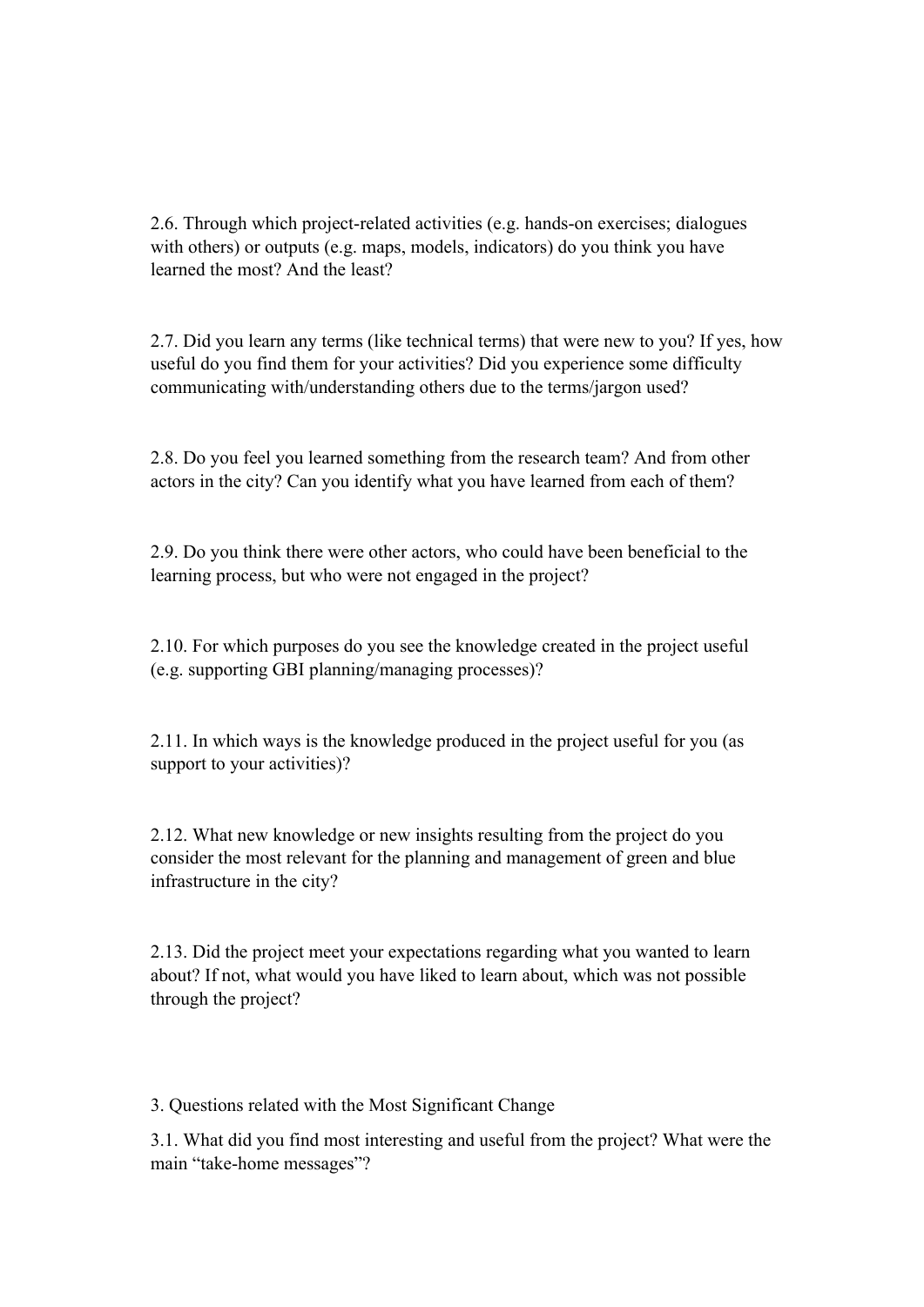2.6. Through which project-related activities (e.g. hands-on exercises; dialogues with others) or outputs (e.g. maps, models, indicators) do you think you have learned the most? And the least?

2.7. Did you learn any terms (like technical terms) that were new to you? If yes, how useful do you find them for your activities? Did you experience some difficulty communicating with/understanding others due to the terms/jargon used?

2.8. Do you feel you learned something from the research team? And from other actors in the city? Can you identify what you have learned from each of them?

2.9. Do you think there were other actors, who could have been beneficial to the learning process, but who were not engaged in the project?

2.10. For which purposes do you see the knowledge created in the project useful (e.g. supporting GBI planning/managing processes)?

2.11. In which ways is the knowledge produced in the project useful for you (as support to your activities)?

2.12. What new knowledge or new insights resulting from the project do you consider the most relevant for the planning and management of green and blue infrastructure in the city?

2.13. Did the project meet your expectations regarding what you wanted to learn about? If not, what would you have liked to learn about, which was not possible through the project?

## 3. Questions related with the Most Significant Change

3.1. What did you find most interesting and useful from the project? What were the main "take-home messages"?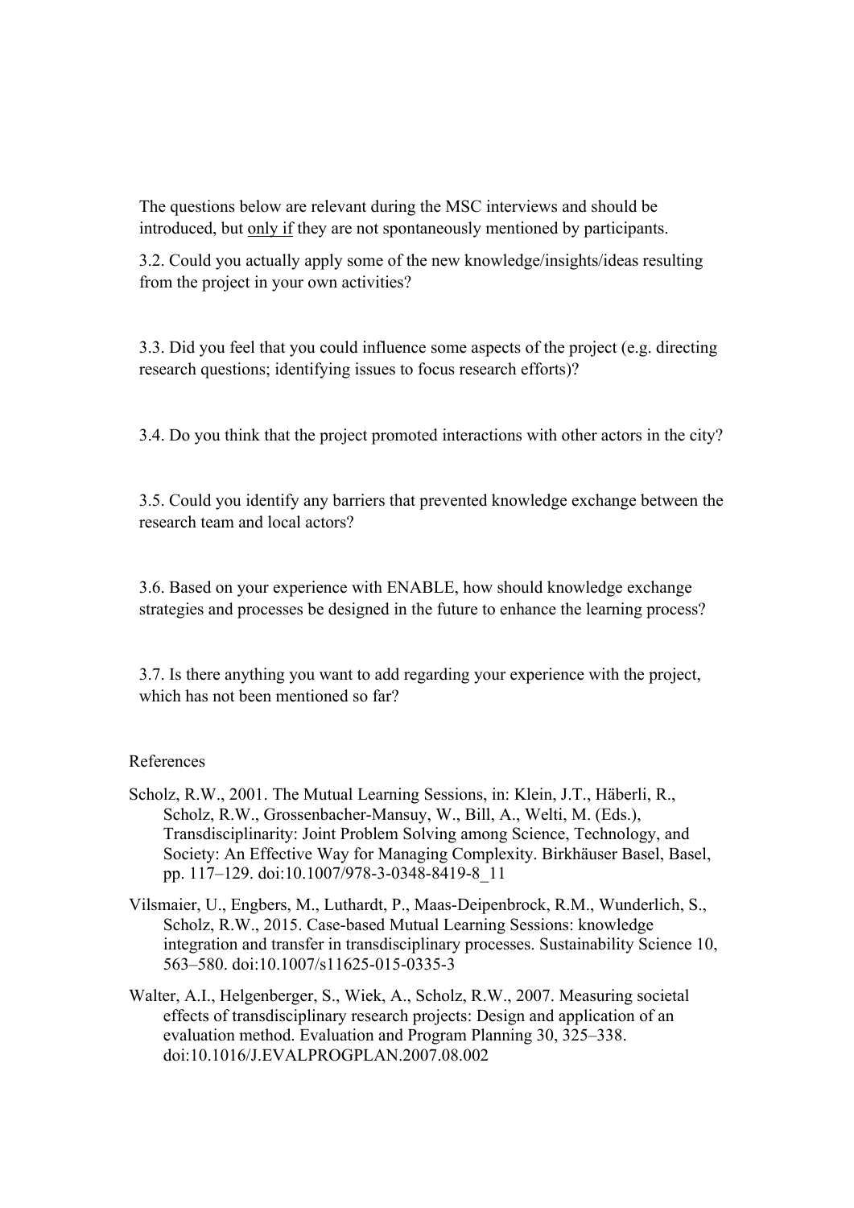The questions below are relevant during the MSC interviews and should be introduced, but <u>only if</u> they are not spontaneously mentioned by participants.

3.2. Could you actually apply some of the new knowledge/insights/ideas resulting from the project in your own activities?

3.3. Did you feel that you could influence some aspects of the project (e.g. directing research questions; identifying issues to focus research efforts)?

3.4. Do you think that the project promoted interactions with other actors in the city?

3.5. Could you identify any barriers that prevented knowledge exchange between the research team and local actors?

3.6. Based on your experience with ENABLE, how should knowledge exchange strategies and processes be designed in the future to enhance the learning process?

3.7. Is there anything you want to add regarding your experience with the project, which has not been mentioned so far?

References

Scholz, R.W., 2001. The Mutual Learning Sessions, in: Klein, J.T., Häberli, R., Scholz, R.W., Grossenbacher-Mansuy, W., Bill, A., Welti, M. (Eds.), Transdisciplinarity: Joint Problem Solving among Science, Technology, and Society: An Effective Way for Managing Complexity. Birkhäuser Basel, Basel, pp. 117–129. doi:10.1007/978-3-0348-8419-8_11

Vilsmaier, U., Engbers, M., Luthardt, P., Maas-Deipenbrock, R.M., Wunderlich, S., Scholz, R.W., 2015. Case-based Mutual Learning Sessions: knowledge integration and transfer in transdisciplinary processes. Sustainability Science 10, 563–580. doi:10.1007/s11625-015-0335-3

Walter, A.I., Helgenberger, S., Wiek, A., Scholz, R.W., 2007. Measuring societal effects of transdisciplinary research projects: Design and application of an evaluation method. Evaluation and Program Planning 30, 325–338. doi:10.1016/J.EVALPROGPLAN.2007.08.002